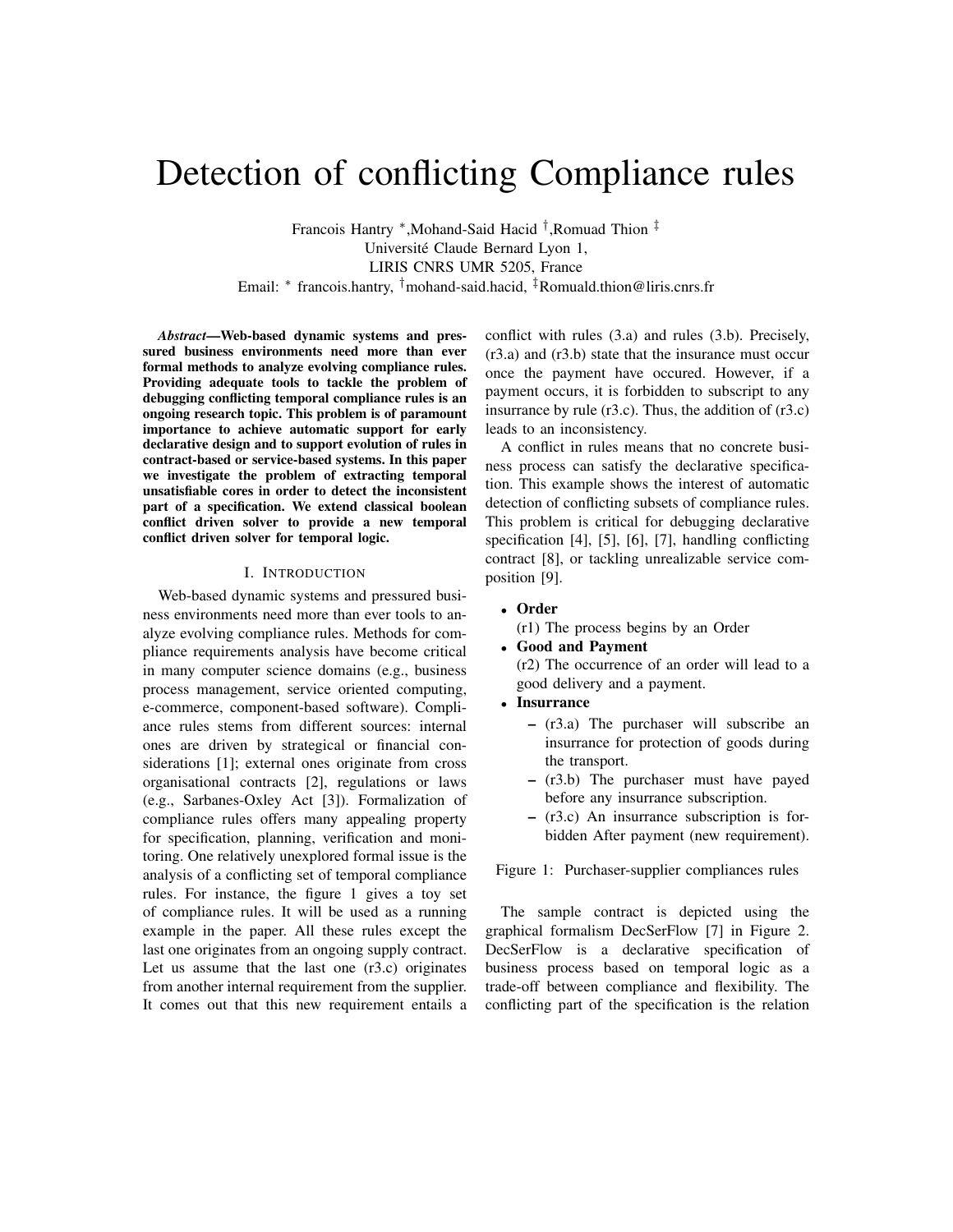# Detection of conflicting Compliance rules

Francois Hantry *,Mohand-Said Hacid †,Romuad Thion ‡
Université Claude Bernard Lyon 1,
LIRIS CNRS UMR 5205, France
Email: * francois.hantry, †mohand-said.hacid, ‡Romuald.thion@liris.cnrs.fr

***Abstract*—Web-based dynamic systems and pressured business environments need more than ever formal methods to analyze evolving compliance rules. Providing adequate tools to tackle the problem of debugging conflicting temporal compliance rules is an ongoing research topic. This problem is of paramount importance to achieve automatic support for early declarative design and to support evolution of rules in contract-based or service-based systems. In this paper we investigate the problem of extracting temporal unsatisfiable cores in order to detect the inconsistent part of a specification. We extend classical boolean conflict driven solver to provide a new temporal conflict driven solver for temporal logic.**

## I. Introduction

Web-based dynamic systems and pressured business environments need more than ever tools to analyze evolving compliance rules. Methods for compliance requirements analysis have become critical in many computer science domains (e.g., business process management, service oriented computing, e-commerce, component-based software). Compliance rules stems from different sources: internal ones are driven by strategical or financial considerations [1]; external ones originate from cross organisational contracts [2], regulations or laws (e.g., Sarbanes-Oxley Act [3]). Formalization of compliance rules offers many appealing property for specification, planning, verification and monitoring. One relatively unexplored formal issue is the analysis of a conflicting set of temporal compliance rules. For instance, the figure 1 gives a toy set of compliance rules. It will be used as a running example in the paper. All these rules except the last one originates from an ongoing supply contract. Let us assume that the last one (r3.c) originates from another internal requirement from the supplier. It comes out that this new requirement entails a conflict with rules (3.a) and rules (3.b). Precisely, (r3.a) and (r3.b) state that the insurance must occur once the payment have occured. However, if a payment occurs, it is forbidden to subscript to any insurrance by rule (r3.c). Thus, the addition of (r3.c) leads to an inconsistency.

A conflict in rules means that no concrete business process can satisfy the declarative specification. This example shows the interest of automatic detection of conflicting subsets of compliance rules. This problem is critical for debugging declarative specification [4], [5], [6], [7], handling conflicting contract [8], or tackling unrealizable service composition [9].

- **Order**
  (r1) The process begins by an Order
- **Good and Payment**
  (r2) The occurrence of an order will lead to a good delivery and a payment.
- **Insurrance**
  - (r3.a) The purchaser will subscribe an insurrance for protection of goods during the transport.
  - (r3.b) The purchaser must have payed before any insurrance subscription.
  - (r3.c) An insurrance subscription is forbidden After payment (new requirement).

Figure 1: Purchaser-supplier compliances rules

The sample contract is depicted using the graphical formalism DecSerFlow [7] in Figure 2. DecSerFlow is a declarative specification of business process based on temporal logic as a trade-off between compliance and flexibility. The conflicting part of the specification is the relation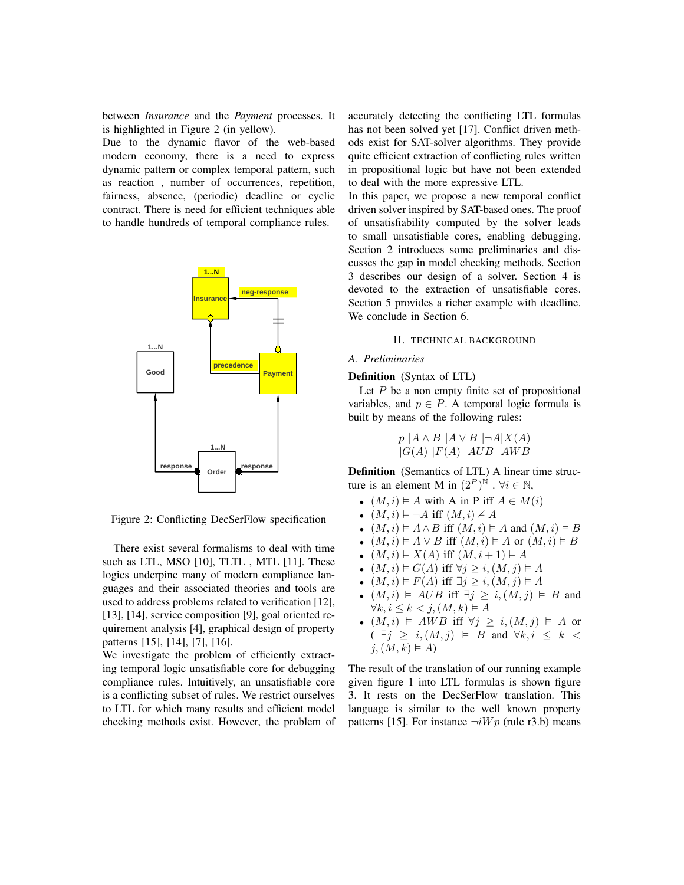between *Insurance* and the *Payment* processes. It is highlighted in Figure 2 (in yellow).
Due to the dynamic flavor of the web-based modern economy, there is a need to express dynamic pattern or complex temporal pattern, such as reaction , number of occurrences, repetition, fairness, absence, (periodic) deadline or cyclic contract. There is need for efficient techniques able to handle hundreds of temporal compliance rules.

Figure 2: Conflicting DecSerFlow specification

There exist several formalisms to deal with time such as LTL, MSO [10], TLTL , MTL [11]. These logics underpine many of modern compliance languages and their associated theories and tools are used to address problems related to verification [12], [13], [14], service composition [9], goal oriented requirement analysis [4], graphical design of property patterns [15], [14], [7], [16].
We investigate the problem of efficiently extracting temporal logic unsatisfiable core for debugging compliance rules. Intuitively, an unsatisfiable core is a conflicting subset of rules. We restrict ourselves to LTL for which many results and efficient model checking methods exist. However, the problem of accurately detecting the conflicting LTL formulas has not been solved yet [17]. Conflict driven methods exist for SAT-solver algorithms. They provide quite efficient extraction of conflicting rules written in propositional logic but have not been extended to deal with the more expressive LTL.
In this paper, we propose a new temporal conflict driven solver inspired by SAT-based ones. The proof of unsatisfiability computed by the solver leads to small unsatisfiable cores, enabling debugging. Section 2 introduces some preliminaries and discusses the gap in model checking methods. Section 3 describes our design of a solver. Section 4 is devoted to the extraction of unsatisfiable cores. Section 5 provides a richer example with deadline. We conclude in Section 6.

## II. Technical Background

### A. Preliminaries

**Definition** (Syntax of LTL)
Let $P$ be a non empty finite set of propositional variables, and $p \in P$. A temporal logic formula is built by means of the following rules:

$$p \;|A \wedge B \;|A \vee B \;|\neg A| X(A)$$
$$|G(A) \;|F(A) \;|AUB \;|AWB$$

**Definition** (Semantics of LTL) A linear time structure is an element M in $(2^P)^{\mathbb{N}}$ . $\forall i \in \mathbb{N}$,

- $(M, i) \vDash A$ with A in P iff $A \in M(i)$
- $(M, i) \vDash \neg A$ iff $(M, i) \nvDash A$
- $(M, i) \vDash A \wedge B$ iff $(M, i) \vDash A$ and $(M, i) \vDash B$
- $(M, i) \vDash A \vee B$ iff $(M, i) \vDash A$ or $(M, i) \vDash B$
- $(M, i) \vDash X(A)$ iff $(M, i + 1) \vDash A$
- $(M, i) \vDash G(A)$ iff $\forall j \geq i, (M, j) \vDash A$
- $(M, i) \vDash F(A)$ iff $\exists j \geq i, (M, j) \vDash A$
- $(M, i) \vDash AUB$ iff $\exists j \geq i, (M, j) \vDash B$ and $\forall k, i \leq k < j, (M, k) \vDash A$
- $(M, i) \vDash AWB$ iff $\forall j \geq i, (M, j) \vDash A$ or $(\exists j \geq i, (M, j) \vDash B$ and $\forall k, i \leq k < j, (M, k) \vDash A)$

The result of the translation of our running example given figure 1 into LTL formulas is shown figure 3. It rests on the DecSerFlow translation. This language is similar to the well known property patterns [15]. For instance $\neg iWp$ (rule r3.b) means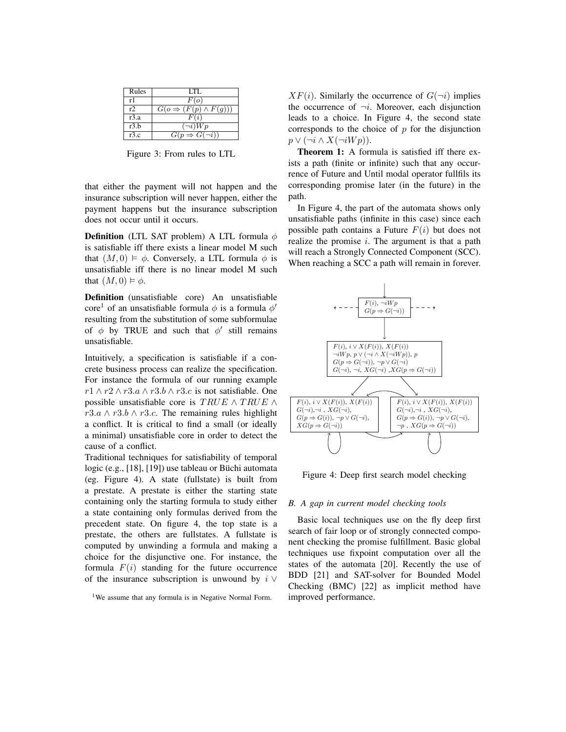| Rules | LTL |
| --- | --- |
| r1 | $F(o)$ |
| r2 | $G(o \Rightarrow (F(p) \wedge F(g)))$ |
| r3.a | $F(i)$ |
| r3.b | $(\neg i)Wp$ |
| r3.c | $G(p \Rightarrow G(\neg i))$ |

Figure 3: From rules to LTL

that either the payment will not happen and the insurance subscription will never happen, either the payment happens but the insurance subscription does not occur until it occurs.

**Definition** (LTL SAT problem) A LTL formula $\phi$ is satisfiable iff there exists a linear model M such that $(M, 0) \models \phi$. Conversely, a LTL formula $\phi$ is unsatisfiable iff there is no linear model M such that $(M, 0) \models \phi$.

**Definition** (unsatisfiable core) An unsatisfiable core[1] of an unsatisfiable formula $\phi$ is a formula $\phi'$ resulting from the substitution of some subformulae of $\phi$ by TRUE and such that $\phi'$ still remains unsatisfiable.

Intuitively, a specification is satisfiable if a concrete business process can realize the specification. For instance the formula of our running example $r1 \wedge r2 \wedge r3.a \wedge r3.b \wedge r3.c$ is not satisfiable. One possible unsatisfiable core is $TRUE \wedge TRUE \wedge r3.a \wedge r3.b \wedge r3.c$. The remaining rules highlight a conflict. It is critical to find a small (or ideally a minimal) unsatisfiable core in order to detect the cause of a conflict.

Traditional techniques for satisfiability of temporal logic (e.g., [18], [19]) use tableau or Büchi automata (eg. Figure 4). A state (fullstate) is built from a prestate. A prestate is either the starting state containing only the starting formula to study either a state containing only formulas derived from the precedent state. On figure 4, the top state is a prestate, the others are fullstates. A fullstate is computed by unwinding a formula and making a choice for the disjunctive one. For instance, the formula $F(i)$ standing for the future occurrence of the insurance subscription is unwound by $i \vee XF(i)$. Similarly the occurrence of $G(\neg i)$ implies the occurrence of $\neg i$. Moreover, each disjunction leads to a choice. In Figure 4, the second state corresponds to the choice of $p$ for the disjunction $p \vee (\neg i \wedge X(\neg iWp))$.

**Theorem 1:** A formula is satisfied iff there exists a path (finite or infinite) such that any occurrence of Future and Until modal operator fullfils its corresponding promise later (in the future) in the path.

In Figure 4, the part of the automata shows only unsatisfiable paths (infinite in this case) since each possible path contains a Future $F(i)$ but does not realize the promise $i$. The argument is that a path will reach a Strongly Connected Component (SCC). When reaching a SCC a path will remain in forever.

Figure 4: Deep first search model checking

### B. A gap in current model checking tools

Basic local techniques use on the fly deep first search of fair loop or of strongly connected component checking the promise fulfillment. Basic global techniques use fixpoint computation over all the states of the automata [20]. Recently the use of BDD [21] and SAT-solver for Bounded Model Checking (BMC) [22] as implicit method have improved performance.

[1] We assume that any formula is in Negative Normal Form.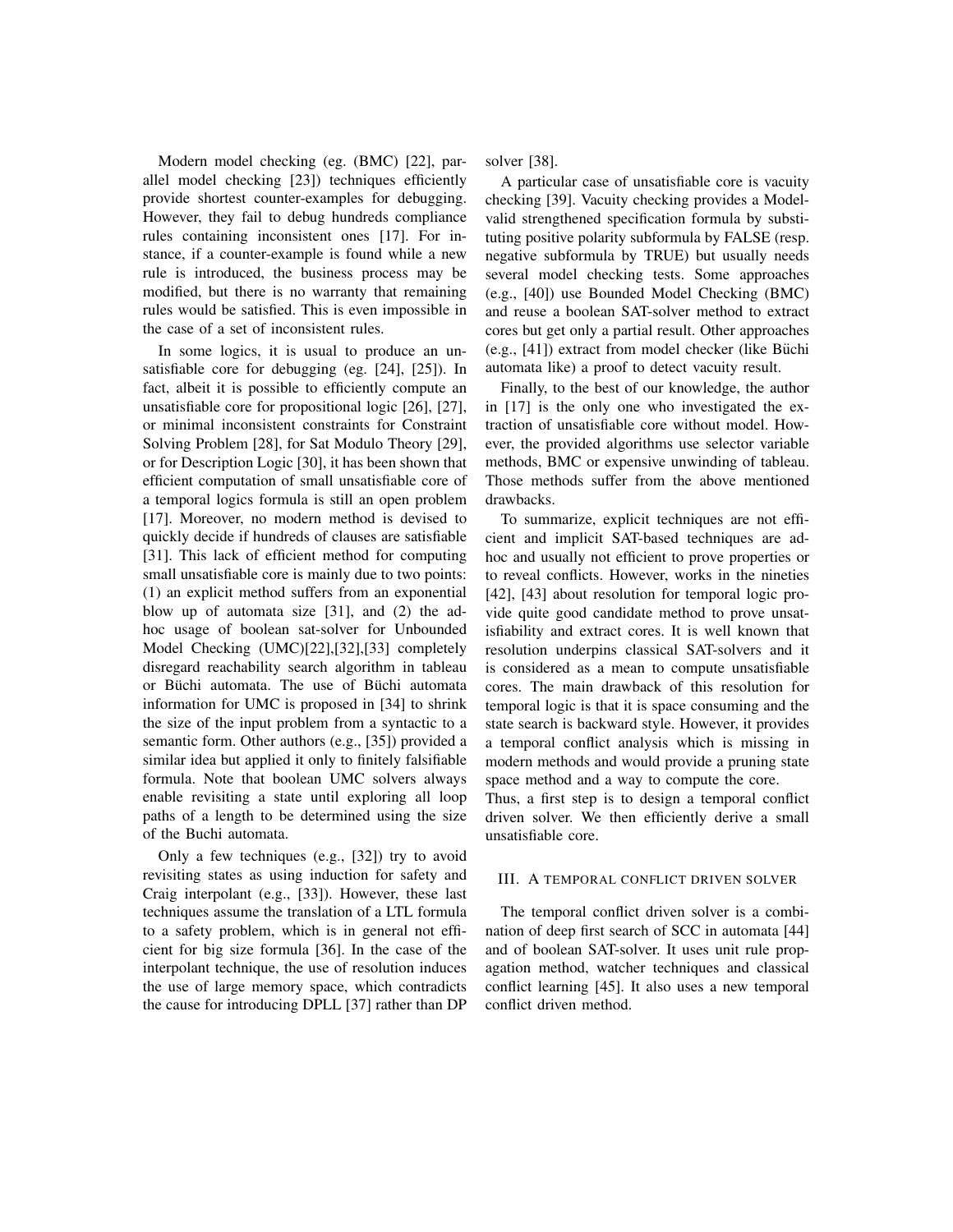Modern model checking (eg. (BMC) [22], parallel model checking [23]) techniques efficiently provide shortest counter-examples for debugging. However, they fail to debug hundreds compliance rules containing inconsistent ones [17]. For instance, if a counter-example is found while a new rule is introduced, the business process may be modified, but there is no warranty that remaining rules would be satisfied. This is even impossible in the case of a set of inconsistent rules.

In some logics, it is usual to produce an unsatisfiable core for debugging (eg. [24], [25]). In fact, albeit it is possible to efficiently compute an unsatisfiable core for propositional logic [26], [27], or minimal inconsistent constraints for Constraint Solving Problem [28], for Sat Modulo Theory [29], or for Description Logic [30], it has been shown that efficient computation of small unsatisfiable core of a temporal logics formula is still an open problem [17]. Moreover, no modern method is devised to quickly decide if hundreds of clauses are satisfiable [31]. This lack of efficient method for computing small unsatisfiable core is mainly due to two points: (1) an explicit method suffers from an exponential blow up of automata size [31], and (2) the ad-hoc usage of boolean sat-solver for Unbounded Model Checking (UMC)[22],[32],[33] completely disregard reachability search algorithm in tableau or Büchi automata. The use of Büchi automata information for UMC is proposed in [34] to shrink the size of the input problem from a syntactic to a semantic form. Other authors (e.g., [35]) provided a similar idea but applied it only to finitely falsifiable formula. Note that boolean UMC solvers always enable revisiting a state until exploring all loop paths of a length to be determined using the size of the Buchi automata.

Only a few techniques (e.g., [32]) try to avoid revisiting states as using induction for safety and Craig interpolant (e.g., [33]). However, these last techniques assume the translation of a LTL formula to a safety problem, which is in general not efficient for big size formula [36]. In the case of the interpolant technique, the use of resolution induces the use of large memory space, which contradicts the cause for introducing DPLL [37] rather than DP solver [38].

A particular case of unsatisfiable core is vacuity checking [39]. Vacuity checking provides a Model-valid strengthened specification formula by substituting positive polarity subformula by FALSE (resp. negative subformula by TRUE) but usually needs several model checking tests. Some approaches (e.g., [40]) use Bounded Model Checking (BMC) and reuse a boolean SAT-solver method to extract cores but get only a partial result. Other approaches (e.g., [41]) extract from model checker (like Büchi automata like) a proof to detect vacuity result.

Finally, to the best of our knowledge, the author in [17] is the only one who investigated the extraction of unsatisfiable core without model. However, the provided algorithms use selector variable methods, BMC or expensive unwinding of tableau. Those methods suffer from the above mentioned drawbacks.

To summarize, explicit techniques are not efficient and implicit SAT-based techniques are ad-hoc and usually not efficient to prove properties or to reveal conflicts. However, works in the nineties [42], [43] about resolution for temporal logic provide quite good candidate method to prove unsatisfiability and extract cores. It is well known that resolution underpins classical SAT-solvers and it is considered as a mean to compute unsatisfiable cores. The main drawback of this resolution for temporal logic is that it is space consuming and the state search is backward style. However, it provides a temporal conflict analysis which is missing in modern methods and would provide a pruning state space method and a way to compute the core.
Thus, a first step is to design a temporal conflict driven solver. We then efficiently derive a small unsatisfiable core.

## III. A TEMPORAL CONFLICT DRIVEN SOLVER

The temporal conflict driven solver is a combination of deep first search of SCC in automata [44] and of boolean SAT-solver. It uses unit rule propagation method, watcher techniques and classical conflict learning [45]. It also uses a new temporal conflict driven method.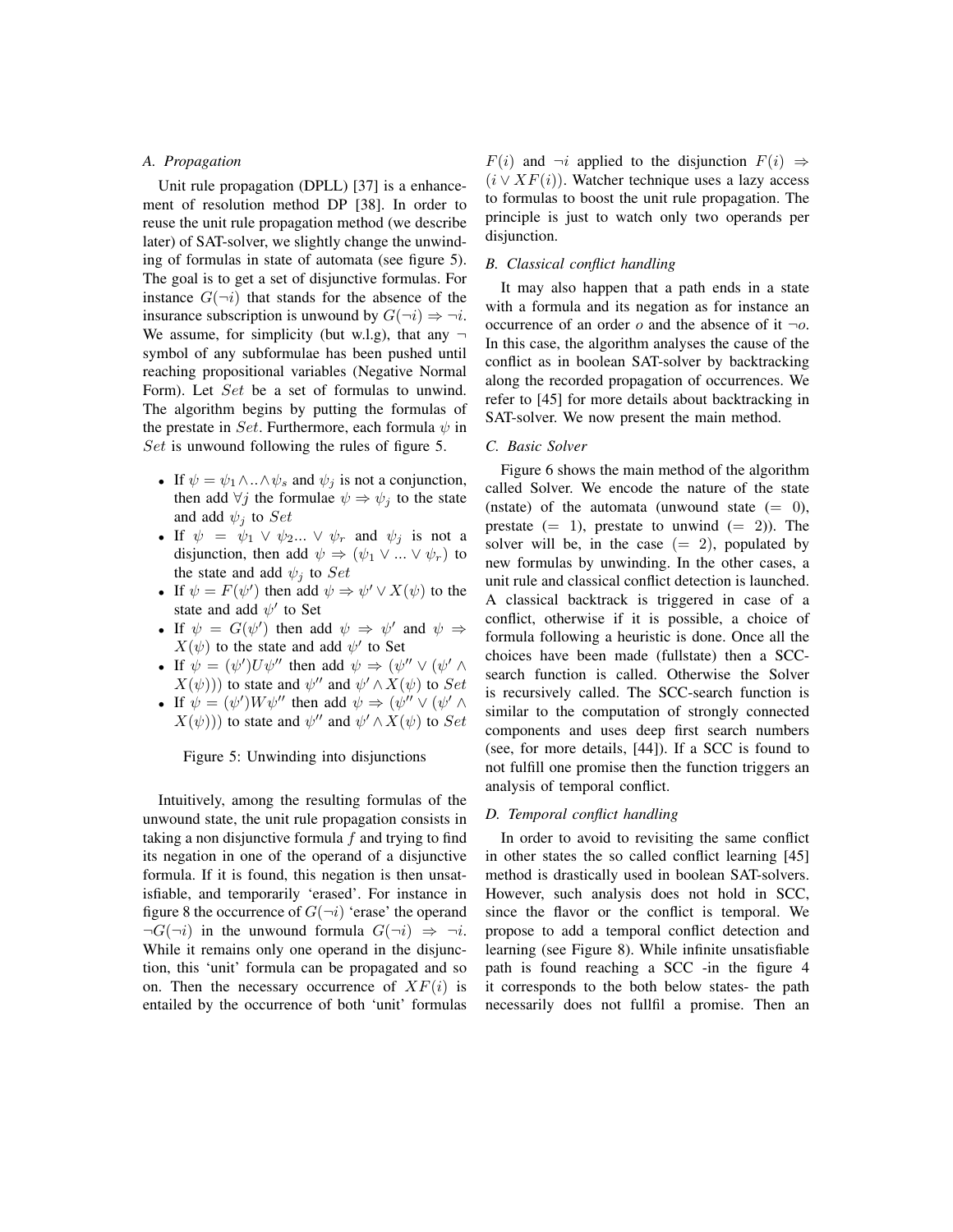### A. Propagation

Unit rule propagation (DPLL) [37] is a enhancement of resolution method DP [38]. In order to reuse the unit rule propagation method (we describe later) of SAT-solver, we slightly change the unwinding of formulas in state of automata (see figure 5). The goal is to get a set of disjunctive formulas. For instance $G(\neg i)$ that stands for the absence of the insurance subscription is unwound by $G(\neg i) \Rightarrow \neg i$. We assume, for simplicity (but w.l.g), that any $\neg$ symbol of any subformulae has been pushed until reaching propositional variables (Negative Normal Form). Let $Set$ be a set of formulas to unwind. The algorithm begins by putting the formulas of the prestate in $Set$. Furthermore, each formula $\psi$ in $Set$ is unwound following the rules of figure 5.

- If $\psi = \psi_1 \wedge .. \wedge \psi_s$ and $\psi_j$ is not a conjunction, then add $\forall j$ the formulae $\psi \Rightarrow \psi_j$ to the state and add $\psi_j$ to $Set$
- If $\psi = \psi_1 \vee \psi_2 ... \vee \psi_r$ and $\psi_j$ is not a disjunction, then add $\psi \Rightarrow (\psi_1 \vee ... \vee \psi_r)$ to the state and add $\psi_j$ to $Set$
- If $\psi = F(\psi')$ then add $\psi \Rightarrow \psi' \vee X(\psi)$ to the state and add $\psi'$ to Set
- If $\psi = G(\psi')$ then add $\psi \Rightarrow \psi'$ and $\psi \Rightarrow X(\psi)$ to the state and add $\psi'$ to Set
- If $\psi = (\psi')U\psi''$ then add $\psi \Rightarrow (\psi'' \vee (\psi' \wedge X(\psi)))$ to state and $\psi''$ and $\psi' \wedge X(\psi)$ to $Set$
- If $\psi = (\psi')W\psi''$ then add $\psi \Rightarrow (\psi'' \vee (\psi' \wedge X(\psi)))$ to state and $\psi''$ and $\psi' \wedge X(\psi)$ to $Set$

Figure 5: Unwinding into disjunctions

Intuitively, among the resulting formulas of the unwound state, the unit rule propagation consists in taking a non disjunctive formula $f$ and trying to find its negation in one of the operand of a disjunctive formula. If it is found, this negation is then unsatisfiable, and temporarily 'erased'. For instance in figure 8 the occurrence of $G(\neg i)$ 'erase' the operand $\neg G(\neg i)$ in the unwound formula $G(\neg i) \Rightarrow \neg i$. While it remains only one operand in the disjunction, this 'unit' formula can be propagated and so on. Then the necessary occurrence of $XF(i)$ is entailed by the occurrence of both 'unit' formulas $F(i)$ and $\neg i$ applied to the disjunction $F(i) \Rightarrow (i \vee XF(i))$. Watcher technique uses a lazy access to formulas to boost the unit rule propagation. The principle is just to watch only two operands per disjunction.

### B. Classical conflict handling

It may also happen that a path ends in a state with a formula and its negation as for instance an occurrence of an order $o$ and the absence of it $\neg o$. In this case, the algorithm analyses the cause of the conflict as in boolean SAT-solver by backtracking along the recorded propagation of occurrences. We refer to [45] for more details about backtracking in SAT-solver. We now present the main method.

### C. Basic Solver

Figure 6 shows the main method of the algorithm called Solver. We encode the nature of the state (nstate) of the automata (unwound state ($= 0$), prestate ($= 1$), prestate to unwind ($= 2$)). The solver will be, in the case ($= 2$), populated by new formulas by unwinding. In the other cases, a unit rule and classical conflict detection is launched. A classical backtrack is triggered in case of a conflict, otherwise if it is possible, a choice of formula following a heuristic is done. Once all the choices have been made (fullstate) then a SCC-search function is called. Otherwise the Solver is recursively called. The SCC-search function is similar to the computation of strongly connected components and uses deep first search numbers (see, for more details, [44]). If a SCC is found to not fulfill one promise then the function triggers an analysis of temporal conflict.

### D. Temporal conflict handling

In order to avoid to revisiting the same conflict in other states the so called conflict learning [45] method is drastically used in boolean SAT-solvers. However, such analysis does not hold in SCC, since the flavor or the conflict is temporal. We propose to add a temporal conflict detection and learning (see Figure 8). While infinite unsatisfiable path is found reaching a SCC -in the figure 4 it corresponds to the both below states- the path necessarily does not fullfil a promise. Then an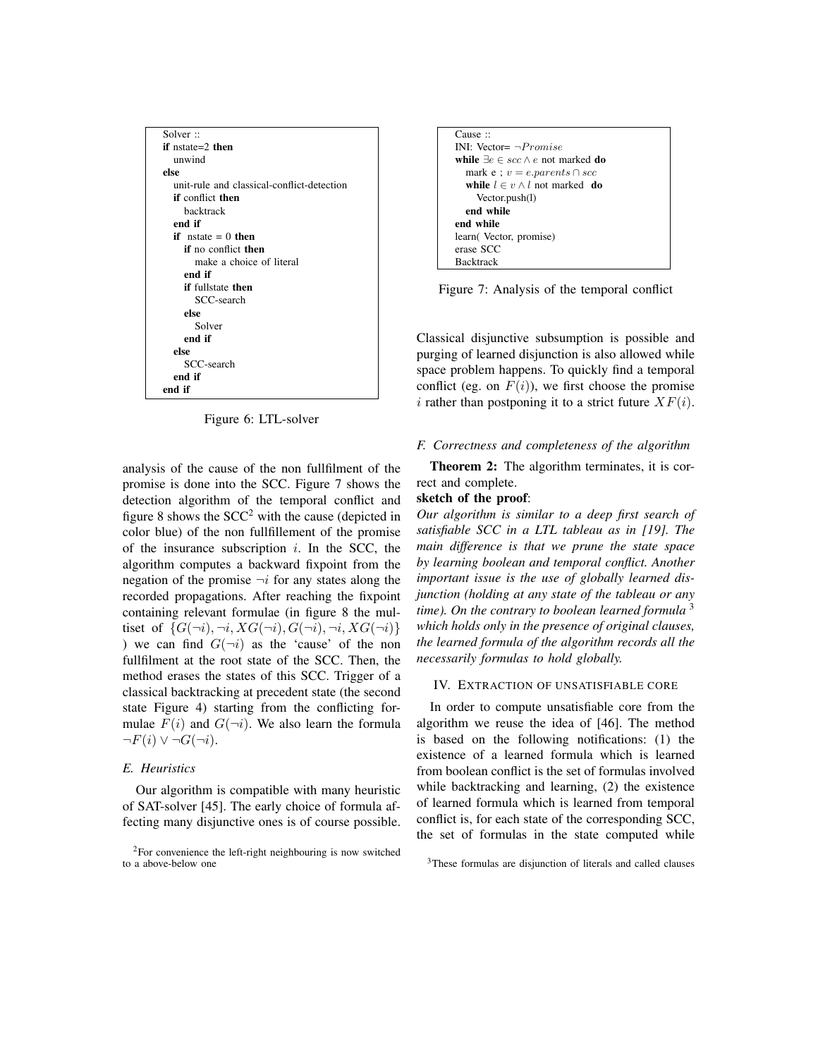```
Solver ::
if nstate=2 then
  unwind
else
  unit-rule and classical-conflict-detection
  if conflict then
    backtrack
  end if
  if nstate = 0 then
    if no conflict then
      make a choice of literal
    end if
    if fullstate then
      SCC-search
    else
      Solver
    end if
  else
    SCC-search
  end if
end if
```

Figure 6: LTL-solver

analysis of the cause of the non fullfilment of the promise is done into the SCC. Figure 7 shows the detection algorithm of the temporal conflict and figure 8 shows the SCC[2] with the cause (depicted in color blue) of the non fullfillement of the promise of the insurance subscription $i$. In the SCC, the algorithm computes a backward fixpoint from the negation of the promise $\neg i$ for any states along the recorded propagations. After reaching the fixpoint containing relevant formulae (in figure 8 the multiset of $\{G(\neg i), \neg i, XG(\neg i), G(\neg i), \neg i, XG(\neg i)\}$ ) we can find $G(\neg i)$ as the 'cause' of the non fullfilment at the root state of the SCC. Then, the method erases the states of this SCC. Trigger of a classical backtracking at precedent state (the second state Figure 4) starting from the conflicting formulae $F(i)$ and $G(\neg i)$. We also learn the formula $\neg F(i) \vee \neg G(\neg i)$.

### E. Heuristics

Our algorithm is compatible with many heuristic of SAT-solver [45]. The early choice of formula affecting many disjunctive ones is of course possible.

[2]For convenience the left-right neighbouring is now switched to a above-below one

```
Cause ::
INI: Vector= ¬Promise
while ∃e ∈ scc ∧ e not marked do
  mark e ; v = e.parents ∩ scc
  while l ∈ v ∧ l not marked do
    Vector.push(l)
  end while
end while
learn( Vector, promise)
erase SCC
Backtrack
```

Figure 7: Analysis of the temporal conflict

Classical disjunctive subsumption is possible and purging of learned disjunction is also allowed while space problem happens. To quickly find a temporal conflict (eg. on $F(i)$), we first choose the promise $i$ rather than postponing it to a strict future $XF(i)$.

### F. Correctness and completeness of the algorithm

**Theorem 2:** The algorithm terminates, it is correct and complete.

**sketch of the proof**:

*Our algorithm is similar to a deep first search of satisfiable SCC in a LTL tableau as in [19]. The main difference is that we prune the state space by learning boolean and temporal conflict. Another important issue is the use of globally learned disjunction (holding at any state of the tableau or any time). On the contrary to boolean learned formula* [3] *which holds only in the presence of original clauses, the learned formula of the algorithm records all the necessarily formulas to hold globally.*

## IV. Extraction of unsatisfiable core

In order to compute unsatisfiable core from the algorithm we reuse the idea of [46]. The method is based on the following notifications: (1) the existence of a learned formula which is learned from boolean conflict is the set of formulas involved while backtracking and learning, (2) the existence of learned formula which is learned from temporal conflict is, for each state of the corresponding SCC, the set of formulas in the state computed while

[3]These formulas are disjunction of literals and called clauses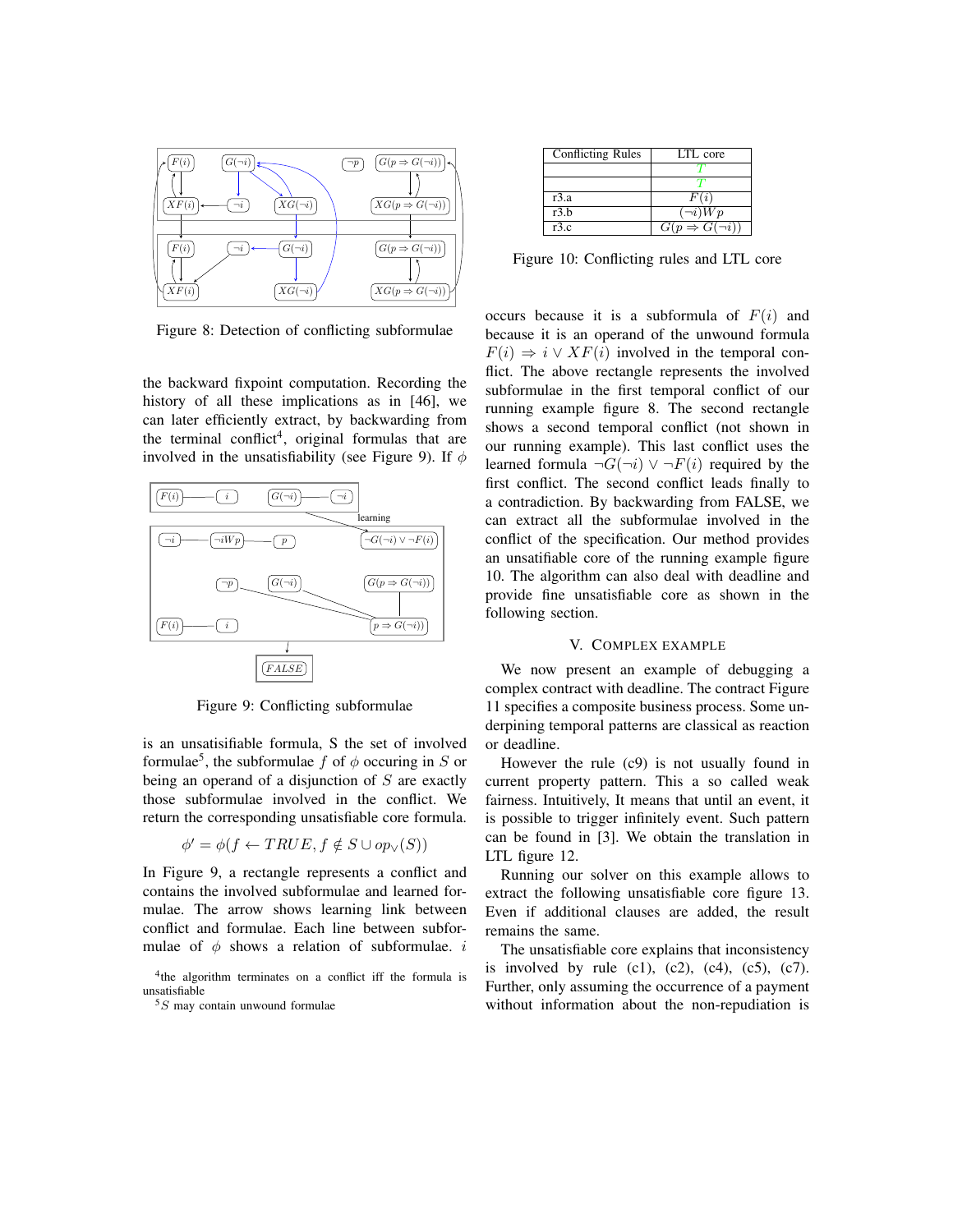Figure 8: Detection of conflicting subformulae

the backward fixpoint computation. Recording the history of all these implications as in [46], we can later efficiently extract, by backwarding from the terminal conflict[4], original formulas that are involved in the unsatisfiability (see Figure 9). If $\phi$

Figure 9: Conflicting subformulae

is an unsatisfiable formula, S the set of involved formulae[5], the subformulae $f$ of $\phi$ occuring in $S$ or being an operand of a disjunction of $S$ are exactly those subformulae involved in the conflict. We return the corresponding unsatisfiable core formula.

$$\phi' = \phi(f \leftarrow TRUE, f \notin S \cup op_{\vee}(S))$$

In Figure 9, a rectangle represents a conflict and contains the involved subformulae and learned formulae. The arrow shows learning link between conflict and formulae. Each line between subformulae of $\phi$ shows a relation of subformulae. $i$ occurs because it is a subformula of $F(i)$ and because it is an operand of the unwound formula $F(i) \Rightarrow i \vee XF(i)$ involved in the temporal conflict. The above rectangle represents the involved subformulae in the first temporal conflict of our running example figure 8. The second rectangle shows a second temporal conflict (not shown in our running example). This last conflict uses the learned formula $\neg G(\neg i) \vee \neg F(i)$ required by the first conflict. The second conflict leads finally to a contradiction. By backwarding from FALSE, we can extract all the subformulae involved in the conflict of the specification. Our method provides an unsatisfiable core of the running example figure 10. The algorithm can also deal with deadline and provide fine unsatisfiable core as shown in the following section.

[4] the algorithm terminates on a conflict iff the formula is unsatisfiable

[5] $S$ may contain unwound formulae

| Conflicting Rules | LTL core |
|---|---|
| | $T$ |
| | $T$ |
| r3.a | $F(i)$ |
| r3.b | $(\neg i)Wp$ |
| r3.c | $G(p \Rightarrow G(\neg i))$ |

Figure 10: Conflicting rules and LTL core

## V. Complex Example

We now present an example of debugging a complex contract with deadline. The contract Figure 11 specifies a composite business process. Some underpining temporal patterns are classical as reaction or deadline.

However the rule (c9) is not usually found in current property pattern. This a so called weak fairness. Intuitively, It means that until an event, it is possible to trigger infinitely event. Such pattern can be found in [3]. We obtain the translation in LTL figure 12.

Running our solver on this example allows to extract the following unsatisfiable core figure 13. Even if additional clauses are added, the result remains the same.

The unsatisfiable core explains that inconsistency is involved by rule (c1), (c2), (c4), (c5), (c7). Further, only assuming the occurrence of a payment without information about the non-repudiation is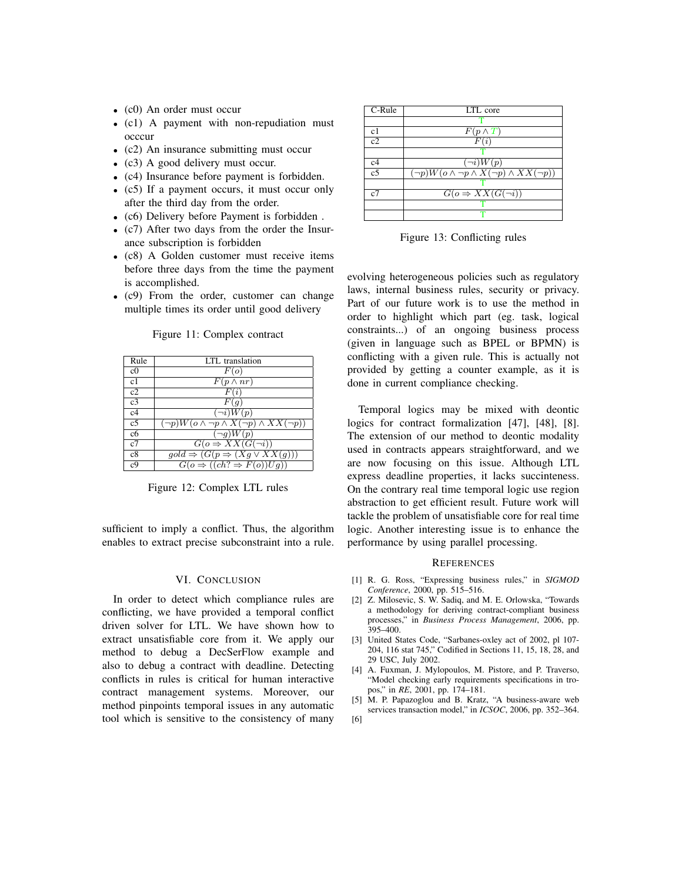- (c0) An order must occur
- (c1) A payment with non-repudiation must occcur
- (c2) An insurance submitting must occur
- (c3) A good delivery must occur.
- (c4) Insurance before payment is forbidden.
- (c5) If a payment occurs, it must occur only after the third day from the order.
- (c6) Delivery before Payment is forbidden .
- (c7) After two days from the order the Insurance subscription is forbidden
- (c8) A Golden customer must receive items before three days from the time the payment is accomplished.
- (c9) From the order, customer can change multiple times its order until good delivery

Figure 11: Complex contract

| Rule | LTL translation |
|---|---|
| c0 | $F(o)$ |
| c1 | $F(p \wedge nr)$ |
| c2 | $F(i)$ |
| c3 | $F(g)$ |
| c4 | $(\neg i)W(p)$ |
| c5 | $(\neg p)W(o \wedge \neg p \wedge X(\neg p) \wedge XX(\neg p))$ |
| c6 | $(\neg g)W(p)$ |
| c7 | $G(o \Rightarrow XX(G(\neg i))$ |
| c8 | $gold \Rightarrow (G(p \Rightarrow (Xg \vee XX(g)))$ |
| c9 | $G(o \Rightarrow ((ch? \Rightarrow F(o))Ug))$ |

Figure 12: Complex LTL rules

sufficient to imply a conflict. Thus, the algorithm enables to extract precise subconstraint into a rule.

| C-Rule | LTL core |
|---|---|
| | T |
| c1 | $F(p \wedge T)$ |
| c2 | $F(i)$ |
| | T |
| c4 | $(\neg i)W(p)$ |
| c5 | $(\neg p)W(o \wedge \neg p \wedge X(\neg p) \wedge XX(\neg p))$ |
| | T |
| c7 | $G(o \Rightarrow XX(G(\neg i))$ |
| | T |
| | T |

Figure 13: Conflicting rules

## VI. Conclusion

In order to detect which compliance rules are conflicting, we have provided a temporal conflict driven solver for LTL. We have shown how to extract unsatisfiable core from it. We apply our method to debug a DecSerFlow example and also to debug a contract with deadline. Detecting conflicts in rules is critical for human interactive contract management systems. Moreover, our method pinpoints temporal issues in any automatic tool which is sensitive to the consistency of many evolving heterogeneous policies such as regulatory laws, internal business rules, security or privacy. Part of our future work is to use the method in order to highlight which part (eg. task, logical constraints...) of an ongoing business process (given in language such as BPEL or BPMN) is conflicting with a given rule. This is actually not provided by getting a counter example, as it is done in current compliance checking.

Temporal logics may be mixed with deontic logics for contract formalization [47], [48], [8]. The extension of our method to deontic modality used in contracts appears straightforward, and we are now focusing on this issue. Although LTL express deadline properties, it lacks succinteness. On the contrary real time temporal logic use region abstraction to get efficient result. Future work will tackle the problem of unsatisfiable core for real time logic. Another interesting issue is to enhance the performance by using parallel processing.

## References

[1] R. G. Ross, "Expressing business rules," in *SIGMOD Conference*, 2000, pp. 515–516.

[2] Z. Milosevic, S. W. Sadiq, and M. E. Orlowska, "Towards a methodology for deriving contract-compliant business processes," in *Business Process Management*, 2006, pp. 395–400.

[3] United States Code, "Sarbanes-oxley act of 2002, pl 107-204, 116 stat 745," Codified in Sections 11, 15, 18, 28, and 29 USC, July 2002.

[4] A. Fuxman, J. Mylopoulos, M. Pistore, and P. Traverso, "Model checking early requirements specifications in tropos," in *RE*, 2001, pp. 174–181.

[5] M. P. Papazoglou and B. Kratz, "A business-aware web services transaction model," in *ICSOC*, 2006, pp. 352–364.

[6]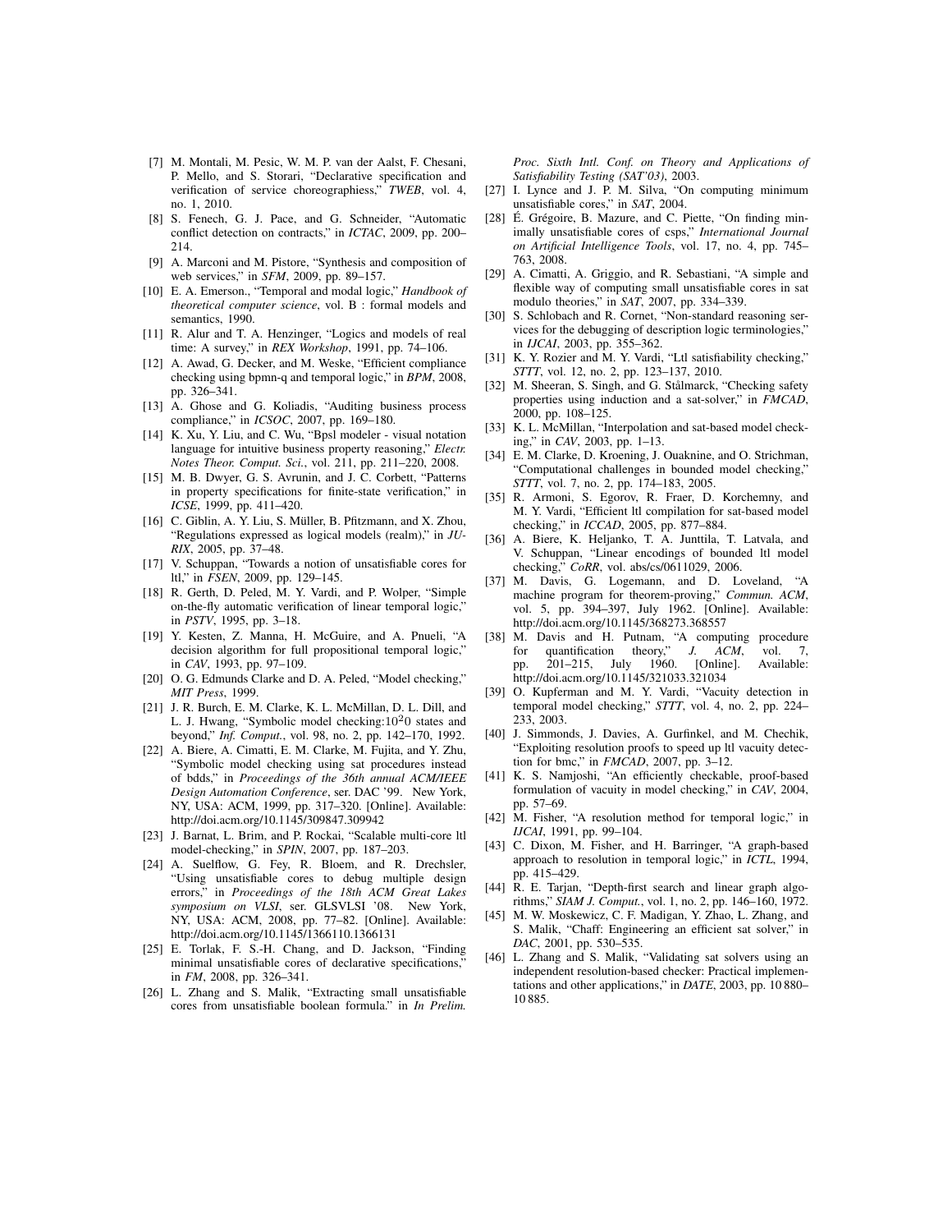[7] M. Montali, M. Pesic, W. M. P. van der Aalst, F. Chesani, P. Mello, and S. Storari, "Declarative specification and verification of service choreographiess," *TWEB*, vol. 4, no. 1, 2010.

[8] S. Fenech, G. J. Pace, and G. Schneider, "Automatic conflict detection on contracts," in *ICTAC*, 2009, pp. 200–214.

[9] A. Marconi and M. Pistore, "Synthesis and composition of web services," in *SFM*, 2009, pp. 89–157.

[10] E. A. Emerson., "Temporal and modal logic," *Handbook of theoretical computer science*, vol. B : formal models and semantics, 1990.

[11] R. Alur and T. A. Henzinger, "Logics and models of real time: A survey," in *REX Workshop*, 1991, pp. 74–106.

[12] A. Awad, G. Decker, and M. Weske, "Efficient compliance checking using bpmn-q and temporal logic," in *BPM*, 2008, pp. 326–341.

[13] A. Ghose and G. Koliadis, "Auditing business process compliance," in *ICSOC*, 2007, pp. 169–180.

[14] K. Xu, Y. Liu, and C. Wu, "Bpsl modeler - visual notation language for intuitive business property reasoning," *Electr. Notes Theor. Comput. Sci.*, vol. 211, pp. 211–220, 2008.

[15] M. B. Dwyer, G. S. Avrunin, and J. C. Corbett, "Patterns in property specifications for finite-state verification," in *ICSE*, 1999, pp. 411–420.

[16] C. Giblin, A. Y. Liu, S. Müller, B. Pfitzmann, and X. Zhou, "Regulations expressed as logical models (realm)," in *JURIX*, 2005, pp. 37–48.

[17] V. Schuppan, "Towards a notion of unsatisfiable cores for ltl," in *FSEN*, 2009, pp. 129–145.

[18] R. Gerth, D. Peled, M. Y. Vardi, and P. Wolper, "Simple on-the-fly automatic verification of linear temporal logic," in *PSTV*, 1995, pp. 3–18.

[19] Y. Kesten, Z. Manna, H. McGuire, and A. Pnueli, "A decision algorithm for full propositional temporal logic," in *CAV*, 1993, pp. 97–109.

[20] O. G. Edmunds Clarke and D. A. Peled, "Model checking," *MIT Press*, 1999.

[21] J. R. Burch, E. M. Clarke, K. L. McMillan, D. L. Dill, and L. J. Hwang, "Symbolic model checking:$10^{2}0$ states and beyond," *Inf. Comput.*, vol. 98, no. 2, pp. 142–170, 1992.

[22] A. Biere, A. Cimatti, E. M. Clarke, M. Fujita, and Y. Zhu, "Symbolic model checking using sat procedures instead of bdds," in *Proceedings of the 36th annual ACM/IEEE Design Automation Conference*, ser. DAC '99. New York, NY, USA: ACM, 1999, pp. 317–320. [Online]. Available: http://doi.acm.org/10.1145/309847.309942

[23] J. Barnat, L. Brim, and P. Rockai, "Scalable multi-core ltl model-checking," in *SPIN*, 2007, pp. 187–203.

[24] A. Suelflow, G. Fey, R. Bloem, and R. Drechsler, "Using unsatisfiable cores to debug multiple design errors," in *Proceedings of the 18th ACM Great Lakes symposium on VLSI*, ser. GLSVLSI '08. New York, NY, USA: ACM, 2008, pp. 77–82. [Online]. Available: http://doi.acm.org/10.1145/1366110.1366131

[25] E. Torlak, F. S.-H. Chang, and D. Jackson, "Finding minimal unsatisfiable cores of declarative specifications," in *FM*, 2008, pp. 326–341.

[26] L. Zhang and S. Malik, "Extracting small unsatisfiable cores from unsatisfiable boolean formula." in *In Prelim. Proc. Sixth Intl. Conf. on Theory and Applications of Satisfiability Testing (SAT'03)*, 2003.

[27] I. Lynce and J. P. M. Silva, "On computing minimum unsatisfiable cores," in *SAT*, 2004.

[28] É. Grégoire, B. Mazure, and C. Piette, "On finding minimally unsatisfiable cores of csps," *International Journal on Artificial Intelligence Tools*, vol. 17, no. 4, pp. 745–763, 2008.

[29] A. Cimatti, A. Griggio, and R. Sebastiani, "A simple and flexible way of computing small unsatisfiable cores in sat modulo theories," in *SAT*, 2007, pp. 334–339.

[30] S. Schlobach and R. Cornet, "Non-standard reasoning services for the debugging of description logic terminologies," in *IJCAI*, 2003, pp. 355–362.

[31] K. Y. Rozier and M. Y. Vardi, "Ltl satisfiability checking," *STTT*, vol. 12, no. 2, pp. 123–137, 2010.

[32] M. Sheeran, S. Singh, and G. Stålmarck, "Checking safety properties using induction and a sat-solver," in *FMCAD*, 2000, pp. 108–125.

[33] K. L. McMillan, "Interpolation and sat-based model checking," in *CAV*, 2003, pp. 1–13.

[34] E. M. Clarke, D. Kroening, J. Ouaknine, and O. Strichman, "Computational challenges in bounded model checking," *STTT*, vol. 7, no. 2, pp. 174–183, 2005.

[35] R. Armoni, S. Egorov, R. Fraer, D. Korchemny, and M. Y. Vardi, "Efficient ltl compilation for sat-based model checking," in *ICCAD*, 2005, pp. 877–884.

[36] A. Biere, K. Heljanko, T. A. Junttila, T. Latvala, and V. Schuppan, "Linear encodings of bounded ltl model checking," *CoRR*, vol. abs/cs/0611029, 2006.

[37] M. Davis, G. Logemann, and D. Loveland, "A machine program for theorem-proving," *Commun. ACM*, vol. 5, pp. 394–397, July 1962. [Online]. Available: http://doi.acm.org/10.1145/368273.368557

[38] M. Davis and H. Putnam, "A computing procedure for quantification theory," *J. ACM*, vol. 7, pp. 201–215, July 1960. [Online]. Available: http://doi.acm.org/10.1145/321033.321034

[39] O. Kupferman and M. Y. Vardi, "Vacuity detection in temporal model checking," *STTT*, vol. 4, no. 2, pp. 224–233, 2003.

[40] J. Simmonds, J. Davies, A. Gurfinkel, and M. Chechik, "Exploiting resolution proofs to speed up ltl vacuity detection for bmc," in *FMCAD*, 2007, pp. 3–12.

[41] K. S. Namjoshi, "An efficiently checkable, proof-based formulation of vacuity in model checking," in *CAV*, 2004, pp. 57–69.

[42] M. Fisher, "A resolution method for temporal logic," in *IJCAI*, 1991, pp. 99–104.

[43] C. Dixon, M. Fisher, and H. Barringer, "A graph-based approach to resolution in temporal logic," in *ICTL*, 1994, pp. 415–429.

[44] R. E. Tarjan, "Depth-first search and linear graph algorithms," *SIAM J. Comput.*, vol. 1, no. 2, pp. 146–160, 1972.

[45] M. W. Moskewicz, C. F. Madigan, Y. Zhao, L. Zhang, and S. Malik, "Chaff: Engineering an efficient sat solver," in *DAC*, 2001, pp. 530–535.

[46] L. Zhang and S. Malik, "Validating sat solvers using an independent resolution-based checker: Practical implementations and other applications," in *DATE*, 2003, pp. 10 880–10 885.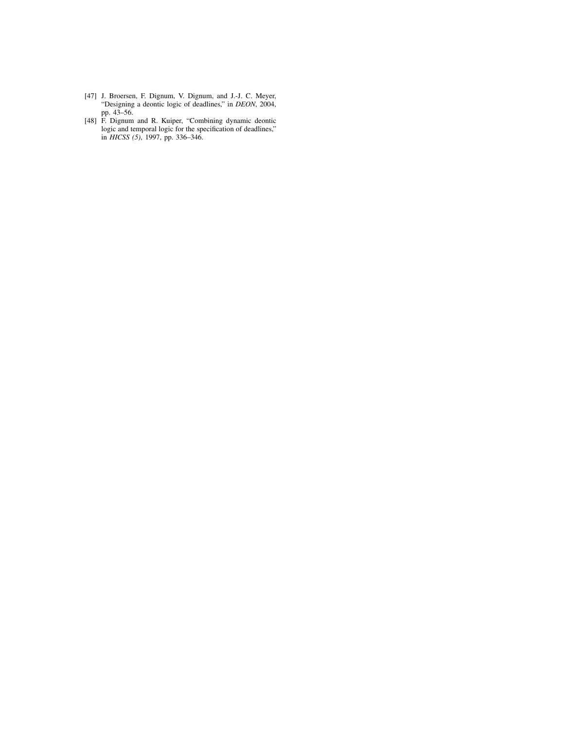[47] J. Broersen, F. Dignum, V. Dignum, and J.-J. C. Meyer, "Designing a deontic logic of deadlines," in *DEON*, 2004, pp. 43–56.

[48] F. Dignum and R. Kuiper, "Combining dynamic deontic logic and temporal logic for the specification of deadlines," in *HICSS (5)*, 1997, pp. 336–346.